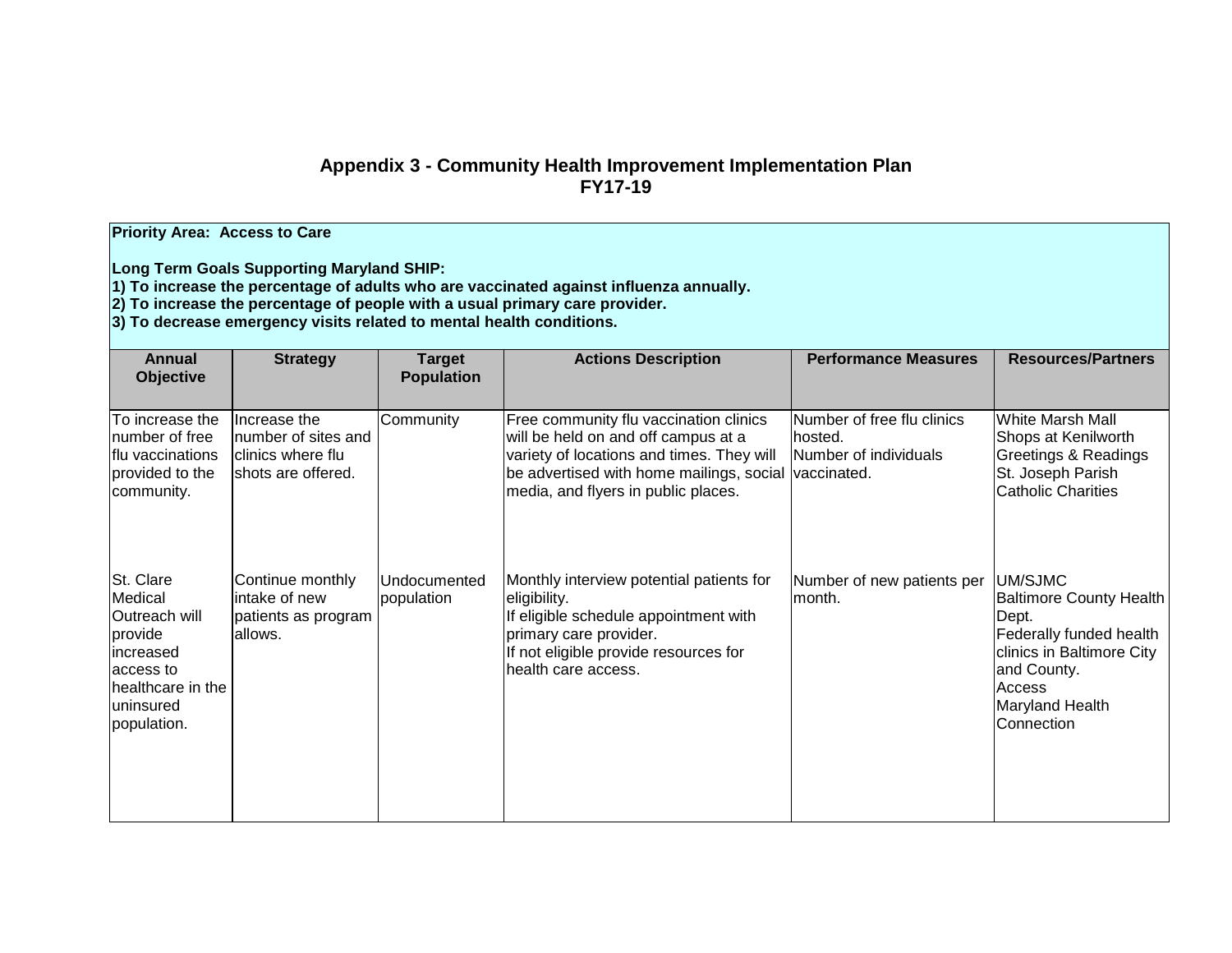# Appendix 3 - Community Health Improvement Implementation Plan
# FY17-19

**Priority Area: Access to Care**

**Long Term Goals Supporting Maryland SHIP:**
**1) To increase the percentage of adults who are vaccinated against influenza annually.**
**2) To increase the percentage of people with a usual primary care provider.**
**3) To decrease emergency visits related to mental health conditions.**

| Annual Objective | Strategy | Target Population | Actions Description | Performance Measures | Resources/Partners |
|---|---|---|---|---|---|
| To increase the number of free flu vaccinations provided to the community. | Increase the number of sites and clinics where flu shots are offered. | Community | Free community flu vaccination clinics will be held on and off campus at a variety of locations and times. They will be advertised with home mailings, social media, and flyers in public places. | Number of free flu clinics hosted.<br>Number of individuals vaccinated. | White Marsh Mall<br>Shops at Kenilworth<br>Greetings & Readings<br>St. Joseph Parish<br>Catholic Charities |
| St. Clare Medical Outreach will provide increased access to healthcare in the uninsured population. | Continue monthly intake of new patients as program allows. | Undocumented population | Monthly interview potential patients for eligibility.<br>If eligible schedule appointment with primary care provider.<br>If not eligible provide resources for health care access. | Number of new patients per month. | UM/SJMC<br>Baltimore County Health Dept.<br>Federally funded health clinics in Baltimore City and County.<br>Access<br>Maryland Health Connection |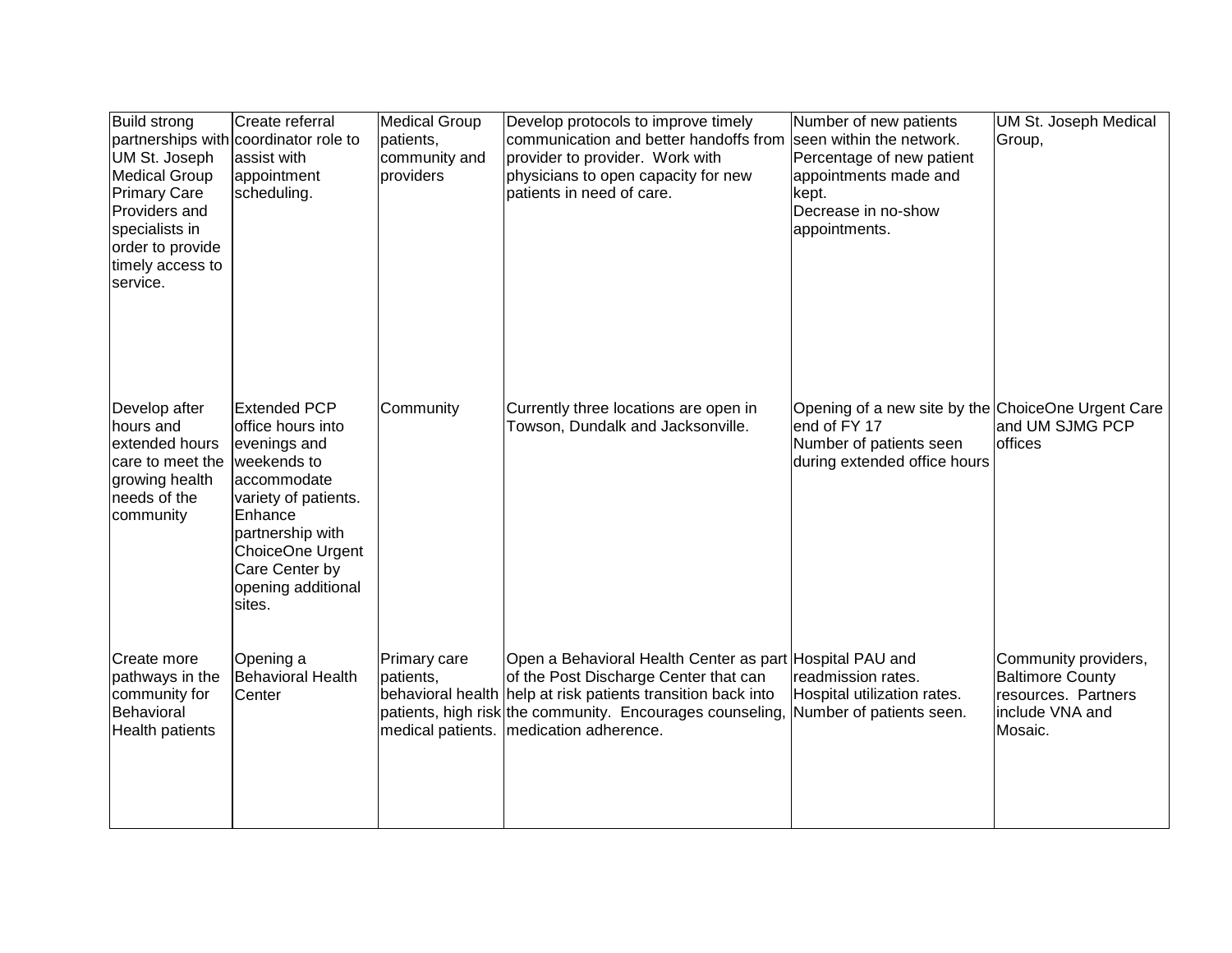| | | | | | |
|---|---|---|---|---|---|
| Build strong partnerships with UM St. Joseph Medical Group Primary Care Providers and specialists in order to provide timely access to service. | Create referral coordinator role to assist with appointment scheduling. | Medical Group patients, community and providers | Develop protocols to improve timely communication and better handoffs from provider to provider. Work with physicians to open capacity for new patients in need of care. | Number of new patients seen within the network.<br>Percentage of new patient appointments made and kept.<br>Decrease in no-show appointments. | UM St. Joseph Medical Group, |
| Develop after hours and extended hours care to meet the growing health needs of the community | Extended PCP office hours into evenings and weekends to accommodate variety of patients. Enhance partnership with ChoiceOne Urgent Care Center by opening additional sites. | Community | Currently three locations are open in Towson, Dundalk and Jacksonville. | Opening of a new site by the end of FY 17<br>Number of patients seen during extended office hours | ChoiceOne Urgent Care and UM SJMG PCP offices |
| Create more pathways in the community for Behavioral Health patients | Opening a Behavioral Health Center | Primary care patients, behavioral health patients, high risk medical patients. | Open a Behavioral Health Center as part of the Post Discharge Center that can help at risk patients transition back into the community. Encourages counseling, medication adherence. | Hospital PAU and readmission rates.<br>Hospital utilization rates.<br>Number of patients seen. | Community providers, Baltimore County resources. Partners include VNA and Mosaic. |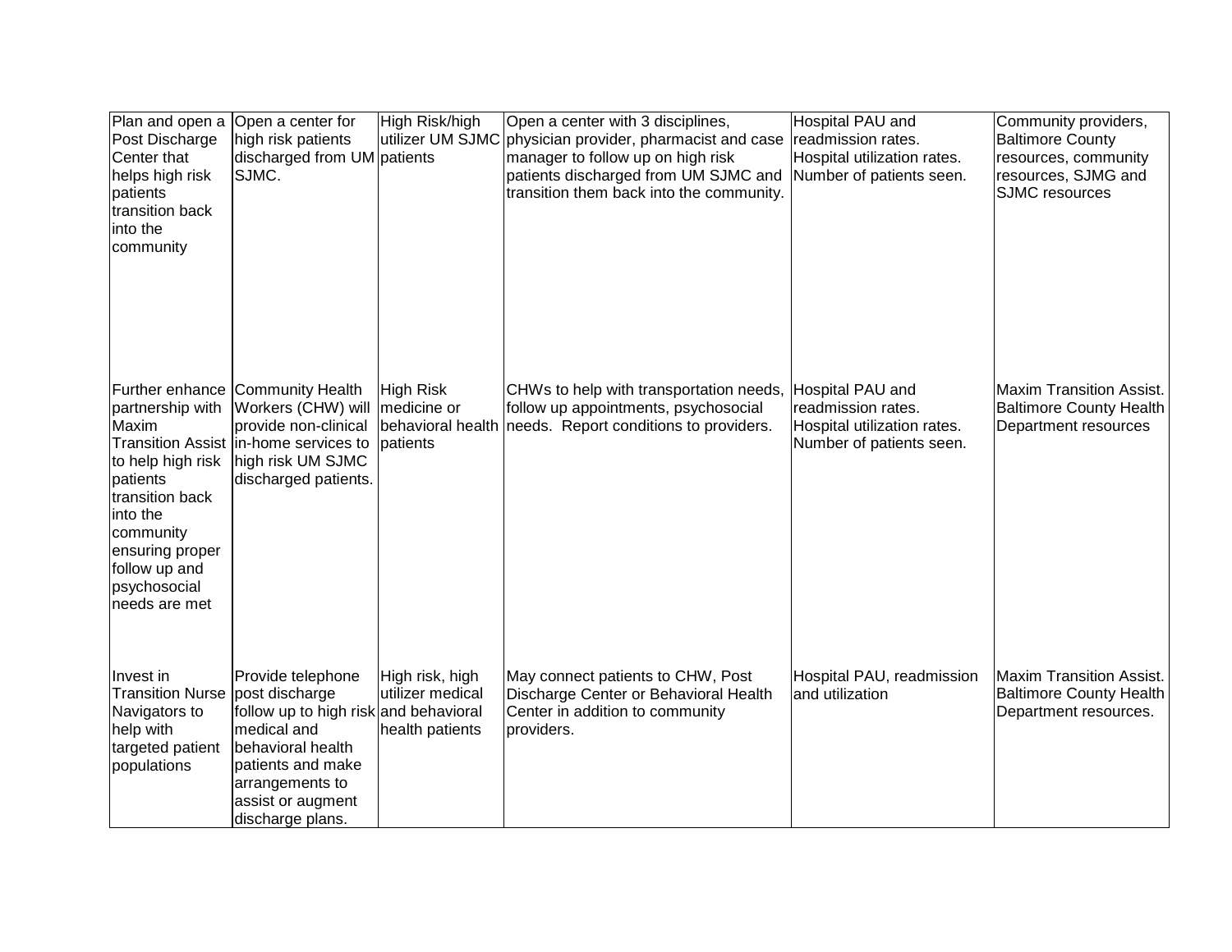| | | | | | |
|---|---|---|---|---|---|
| Plan and open a Post Discharge Center that helps high risk patients transition back into the community | Open a center for high risk patients discharged from UM SJMC. | High Risk/high utilizer UM SJMC patients | Open a center with 3 disciplines, physician provider, pharmacist and case manager to follow up on high risk patients discharged from UM SJMC and transition them back into the community. | Hospital PAU and readmission rates. Hospital utilization rates. Number of patients seen. | Community providers, Baltimore County resources, community resources, SJMG and SJMC resources |
| Further enhance partnership with Maxim Transition Assist to help high risk patients transition back into the community ensuring proper follow up and psychosocial needs are met | Community Health Workers (CHW) will provide non-clinical in-home services to high risk UM SJMC discharged patients. | High Risk medicine or behavioral health patients | CHWs to help with transportation needs, follow up appointments, psychosocial needs. Report conditions to providers. | Hospital PAU and readmission rates. Hospital utilization rates. Number of patients seen. | Maxim Transition Assist. Baltimore County Health Department resources |
| Invest in Transition Nurse Navigators to help with targeted patient populations | Provide telephone post discharge follow up to high risk medical and behavioral health patients and make arrangements to assist or augment discharge plans. | High risk, high utilizer medical and behavioral health patients | May connect patients to CHW, Post Discharge Center or Behavioral Health Center in addition to community providers. | Hospital PAU, readmission and utilization | Maxim Transition Assist. Baltimore County Health Department resources. |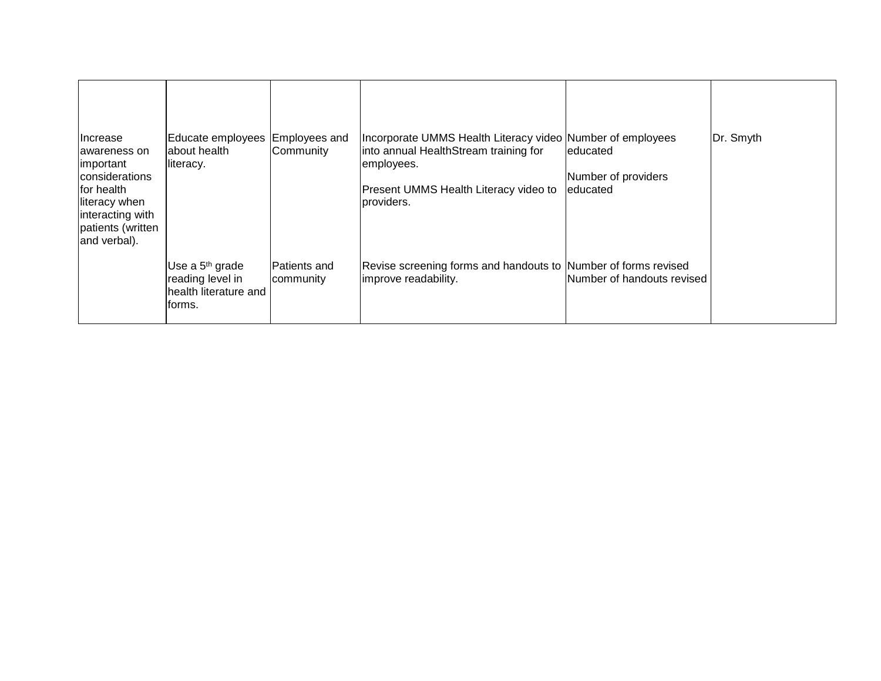| | | | | | |
|---|---|---|---|---|---|
| Increase awareness on important considerations for health literacy when interacting with patients (written and verbal). | Educate employees about health literacy. | Employees and Community | Incorporate UMMS Health Literacy video into annual HealthStream training for employees.<br><br>Present UMMS Health Literacy video to providers. | Number of employees educated<br><br>Number of providers educated | Dr. Smyth |
| | Use a 5th grade reading level in health literature and forms. | Patients and community | Revise screening forms and handouts to improve readability. | Number of forms revised<br>Number of handouts revised | |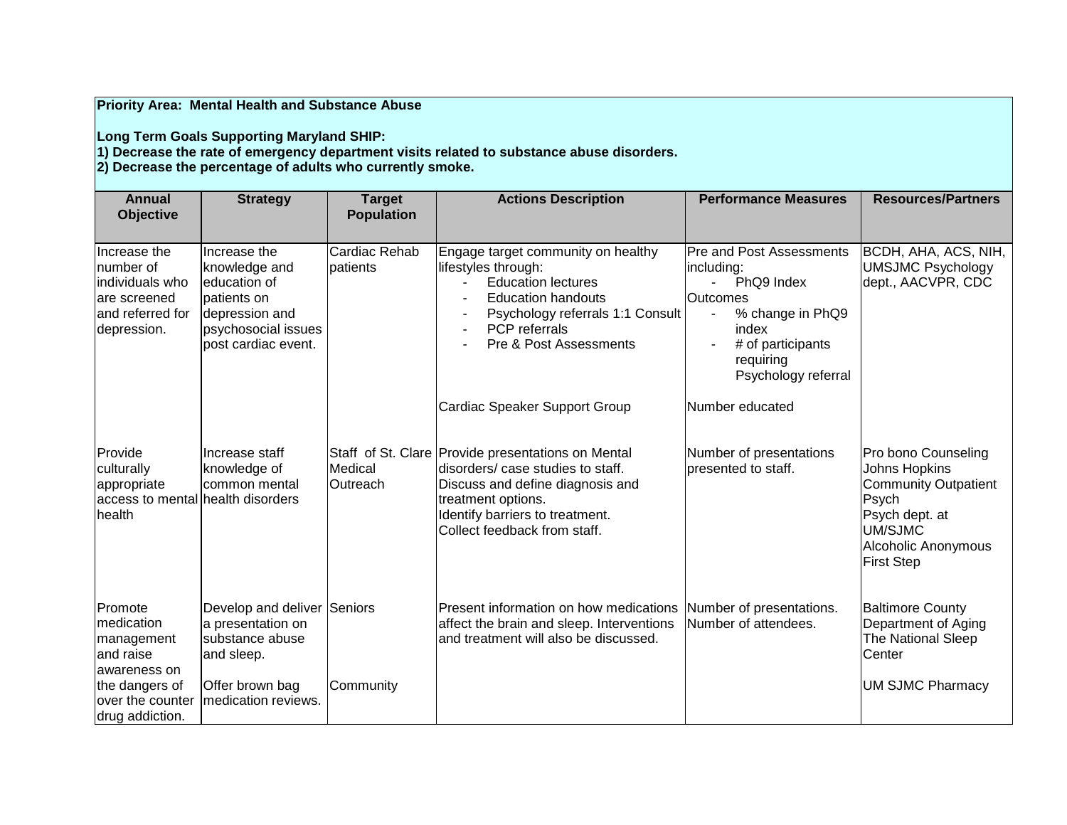**Priority Area: Mental Health and Substance Abuse**

**Long Term Goals Supporting Maryland SHIP:**
**1) Decrease the rate of emergency department visits related to substance abuse disorders.**
**2) Decrease the percentage of adults who currently smoke.**

| Annual Objective | Strategy | Target Population | Actions Description | Performance Measures | Resources/Partners |
|---|---|---|---|---|---|
| Increase the number of individuals who are screened and referred for depression. | Increase the knowledge and education of patients on depression and psychosocial issues post cardiac event. | Cardiac Rehab patients | Engage target community on healthy lifestyles through:<br>- Education lectures<br>- Education handouts<br>- Psychology referrals 1:1 Consult<br>- PCP referrals<br>- Pre & Post Assessments | Pre and Post Assessments including:<br>- PhQ9 Index<br>Outcomes<br>- % change in PhQ9 index<br>- # of participants requiring Psychology referral | BCDH, AHA, ACS, NIH, UMSJMC Psychology dept., AACVPR, CDC |
| | | | Cardiac Speaker Support Group | Number educated | |
| Provide culturally appropriate access to mental health | Increase staff knowledge of common mental health disorders | Staff of St. Clare Medical Outreach | Provide presentations on Mental disorders/ case studies to staff.<br>Discuss and define diagnosis and treatment options.<br>Identify barriers to treatment.<br>Collect feedback from staff. | Number of presentations presented to staff. | Pro bono Counseling<br>Johns Hopkins Community Outpatient Psych<br>Psych dept. at UM/SJMC<br>Alcoholic Anonymous<br>First Step |
| Promote medication management and raise awareness on the dangers of over the counter drug addiction. | Develop and deliver a presentation on substance abuse and sleep. | Seniors | Present information on how medications affect the brain and sleep. Interventions and treatment will also be discussed. | Number of presentations.<br>Number of attendees. | Baltimore County Department of Aging<br>The National Sleep Center |
| | Offer brown bag medication reviews. | Community | | | UM SJMC Pharmacy |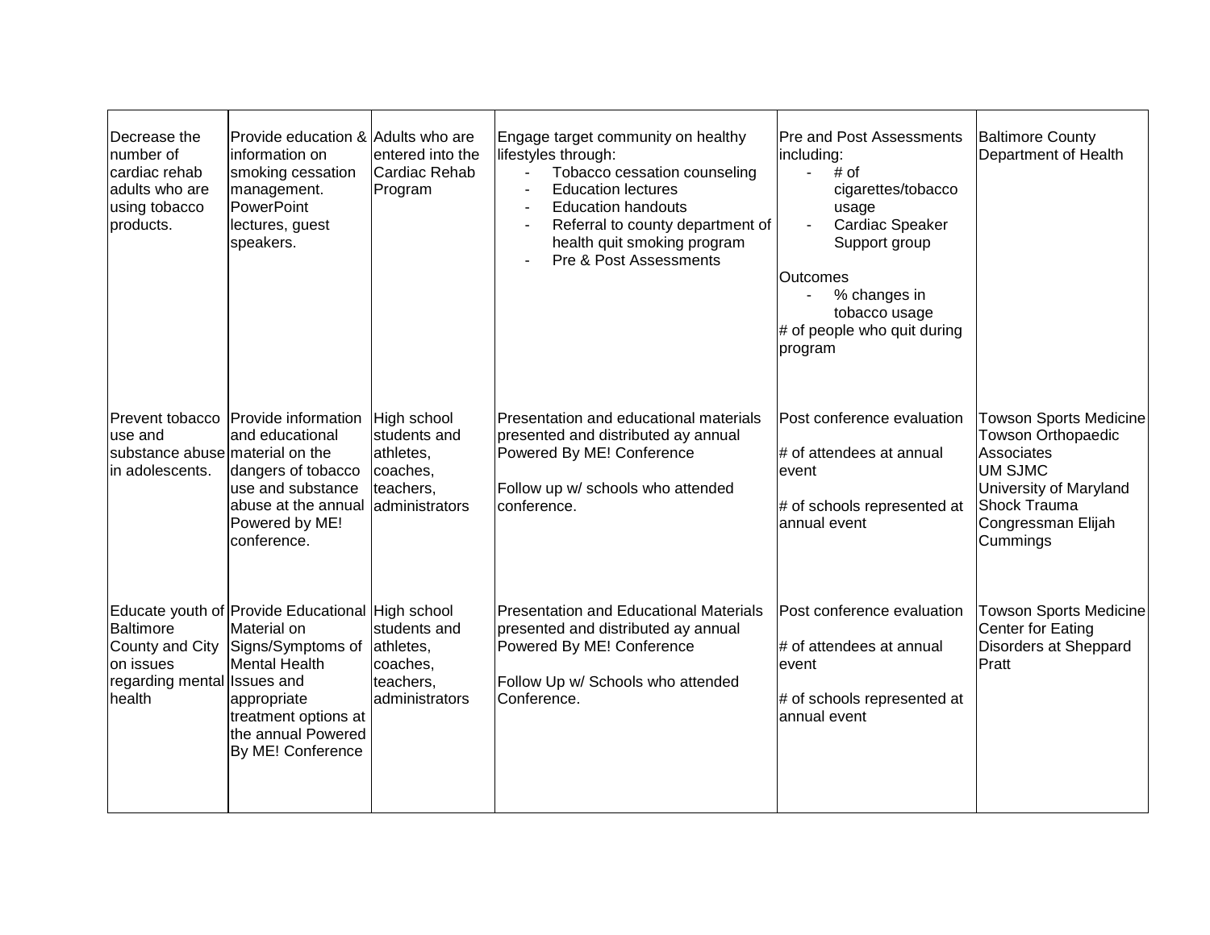| | | | | | |
|---|---|---|---|---|---|
| Decrease the number of cardiac rehab adults who are using tobacco products. | Provide education & information on smoking cessation management. PowerPoint lectures, guest speakers. | Adults who are entered into the Cardiac Rehab Program | Engage target community on healthy lifestyles through:<br>- Tobacco cessation counseling<br>- Education lectures<br>- Education handouts<br>- Referral to county department of health quit smoking program<br>- Pre & Post Assessments | Pre and Post Assessments including:<br>- # of cigarettes/tobacco usage<br>- Cardiac Speaker Support group<br><br>Outcomes<br>- % changes in tobacco usage<br># of people who quit during program | Baltimore County Department of Health |
| Prevent tobacco use and substance abuse in adolescents. | Provide information and educational material on the dangers of tobacco use and substance abuse at the annual Powered by ME! conference. | High school students and athletes, coaches, teachers, administrators | Presentation and educational materials presented and distributed ay annual Powered By ME! Conference<br><br>Follow up w/ schools who attended conference. | Post conference evaluation<br><br># of attendees at annual event<br><br># of schools represented at annual event | Towson Sports Medicine<br>Towson Orthopaedic Associates<br>UM SJMC<br>University of Maryland Shock Trauma<br>Congressman Elijah Cummings |
| Educate youth of Baltimore County and City on issues regarding mental health | Provide Educational Material on Signs/Symptoms of Mental Health Issues and appropriate treatment options at the annual Powered By ME! Conference | High school students and athletes, coaches, teachers, administrators | Presentation and Educational Materials presented and distributed ay annual Powered By ME! Conference<br><br>Follow Up w/ Schools who attended Conference. | Post conference evaluation<br><br># of attendees at annual event<br><br># of schools represented at annual event | Towson Sports Medicine<br>Center for Eating Disorders at Sheppard Pratt |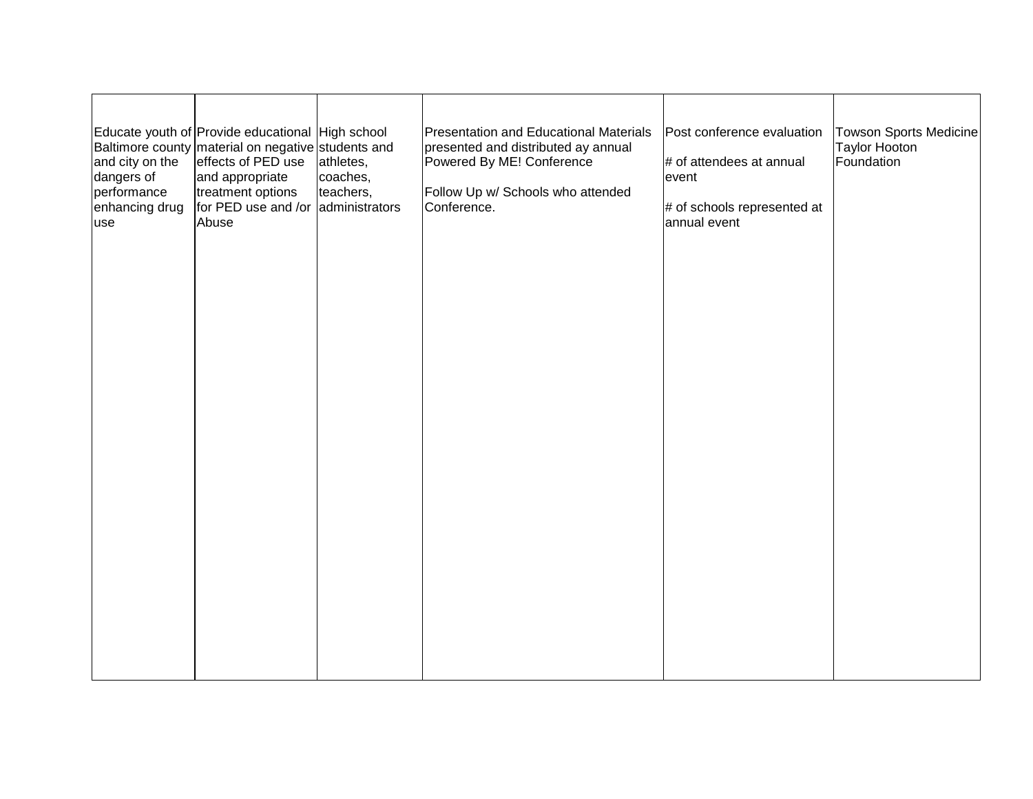| | | | | | |
|---|---|---|---|---|---|
| Educate youth of Baltimore county and city on the dangers of performance enhancing drug use | Provide educational material on negative effects of PED use and appropriate treatment options for PED use and /or Abuse | High school students and athletes, coaches, teachers, administrators | Presentation and Educational Materials presented and distributed ay annual Powered By ME! Conference<br><br>Follow Up w/ Schools who attended Conference. | Post conference evaluation<br><br># of attendees at annual event<br><br># of schools represented at annual event | Towson Sports Medicine<br>Taylor Hooton Foundation |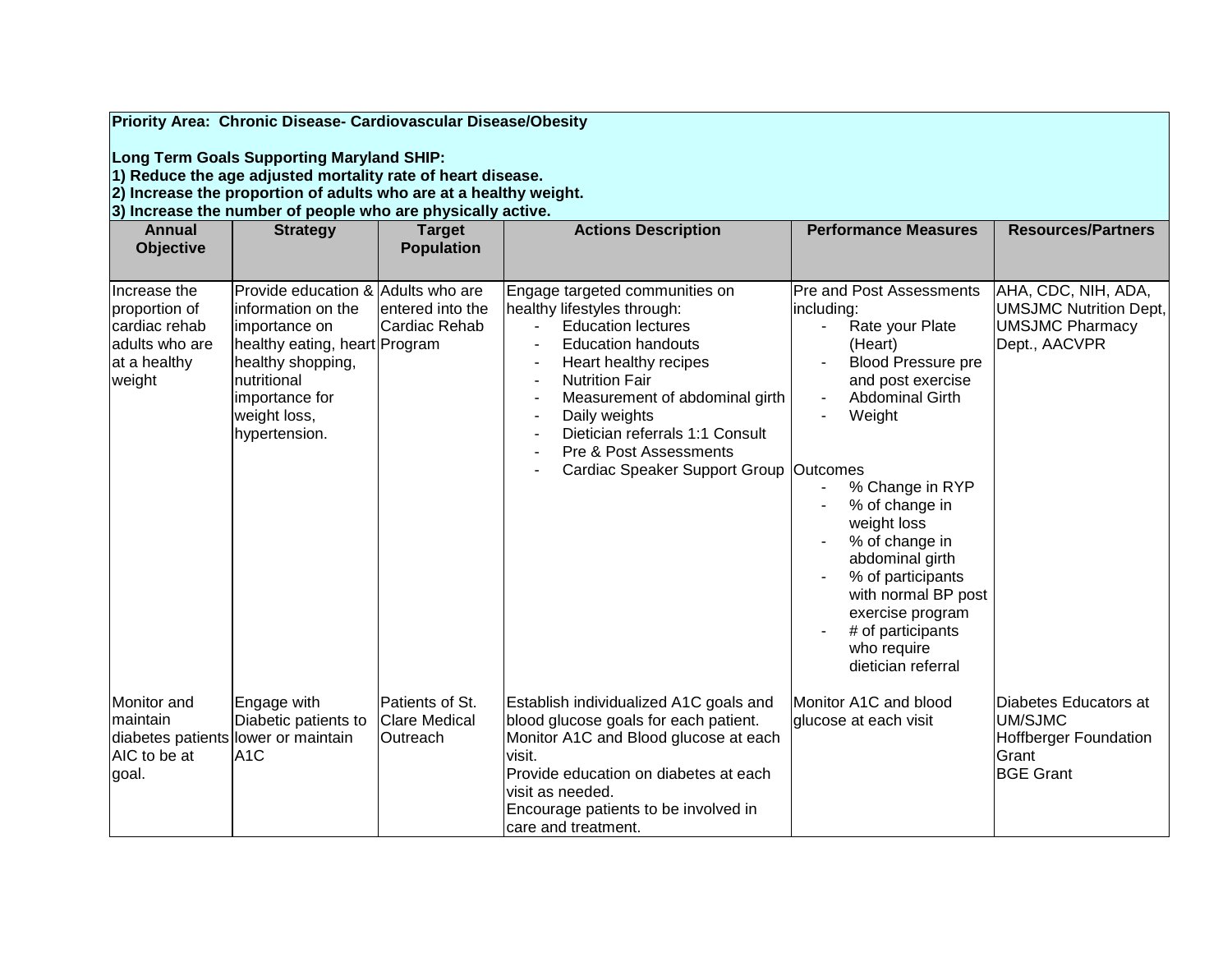**Priority Area: Chronic Disease- Cardiovascular Disease/Obesity**

**Long Term Goals Supporting Maryland SHIP:**
**1) Reduce the age adjusted mortality rate of heart disease.**
**2) Increase the proportion of adults who are at a healthy weight.**
**3) Increase the number of people who are physically active.**

| Annual Objective | Strategy | Target Population | Actions Description | Performance Measures | Resources/Partners |
|---|---|---|---|---|---|
| Increase the proportion of cardiac rehab adults who are at a healthy weight | Provide education & information on the importance on healthy eating, heart healthy shopping, nutritional importance for weight loss, hypertension. | Adults who are entered into the Cardiac Rehab Program | Engage targeted communities on healthy lifestyles through:<br>- Education lectures<br>- Education handouts<br>- Heart healthy recipes<br>- Nutrition Fair<br>- Measurement of abdominal girth<br>- Daily weights<br>- Dietician referrals 1:1 Consult<br>- Pre & Post Assessments<br>- Cardiac Speaker Support Group | Pre and Post Assessments including:<br>- Rate your Plate (Heart)<br>- Blood Pressure pre and post exercise<br>- Abdominal Girth<br>- Weight<br><br>Outcomes<br>- % Change in RYP<br>- % of change in weight loss<br>- % of change in abdominal girth<br>- % of participants with normal BP post exercise program<br>- # of participants who require dietician referral | AHA, CDC, NIH, ADA, UMSJMC Nutrition Dept, UMSJMC Pharmacy Dept., AACVPR |
| Monitor and maintain diabetes patients AIC to be at goal. | Engage with Diabetic patients to lower or maintain A1C | Patients of St. Clare Medical Outreach | Establish individualized A1C goals and blood glucose goals for each patient.<br>Monitor A1C and Blood glucose at each visit.<br>Provide education on diabetes at each visit as needed.<br>Encourage patients to be involved in care and treatment. | Monitor A1C and blood glucose at each visit | Diabetes Educators at UM/SJMC<br>Hoffberger Foundation Grant<br>BGE Grant |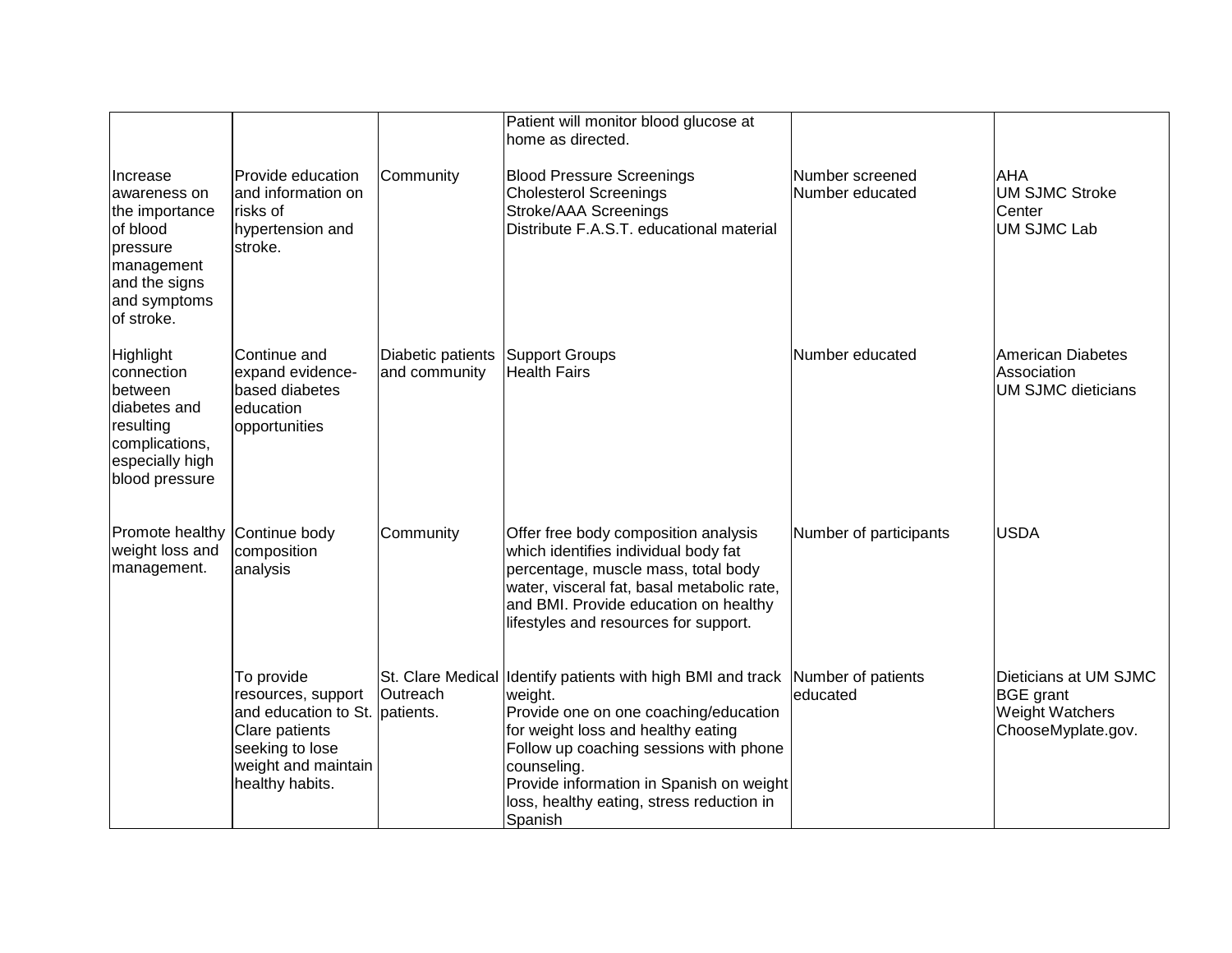| | | | | | |
|---|---|---|---|---|---|
| | | | Patient will monitor blood glucose at home as directed. | | |
| Increase awareness on the importance of blood pressure management and the signs and symptoms of stroke. | Provide education and information on risks of hypertension and stroke. | Community | Blood Pressure Screenings<br>Cholesterol Screenings<br>Stroke/AAA Screenings<br>Distribute F.A.S.T. educational material | Number screened<br>Number educated | AHA<br>UM SJMC Stroke Center<br>UM SJMC Lab |
| Highlight connection between diabetes and resulting complications, especially high blood pressure | Continue and expand evidence-based diabetes education opportunities | Diabetic patients and community | Support Groups<br>Health Fairs | Number educated | American Diabetes Association<br>UM SJMC dieticians |
| Promote healthy weight loss and management. | Continue body composition analysis | Community | Offer free body composition analysis which identifies individual body fat percentage, muscle mass, total body water, visceral fat, basal metabolic rate, and BMI. Provide education on healthy lifestyles and resources for support. | Number of participants | USDA |
| | To provide resources, support and education to St. Clare patients seeking to lose weight and maintain healthy habits. | St. Clare Medical Outreach patients. | Identify patients with high BMI and track weight.<br>Provide one on one coaching/education for weight loss and healthy eating<br>Follow up coaching sessions with phone counseling.<br>Provide information in Spanish on weight loss, healthy eating, stress reduction in Spanish | Number of patients educated | Dieticians at UM SJMC<br>BGE grant<br>Weight Watchers<br>ChooseMyplate.gov. |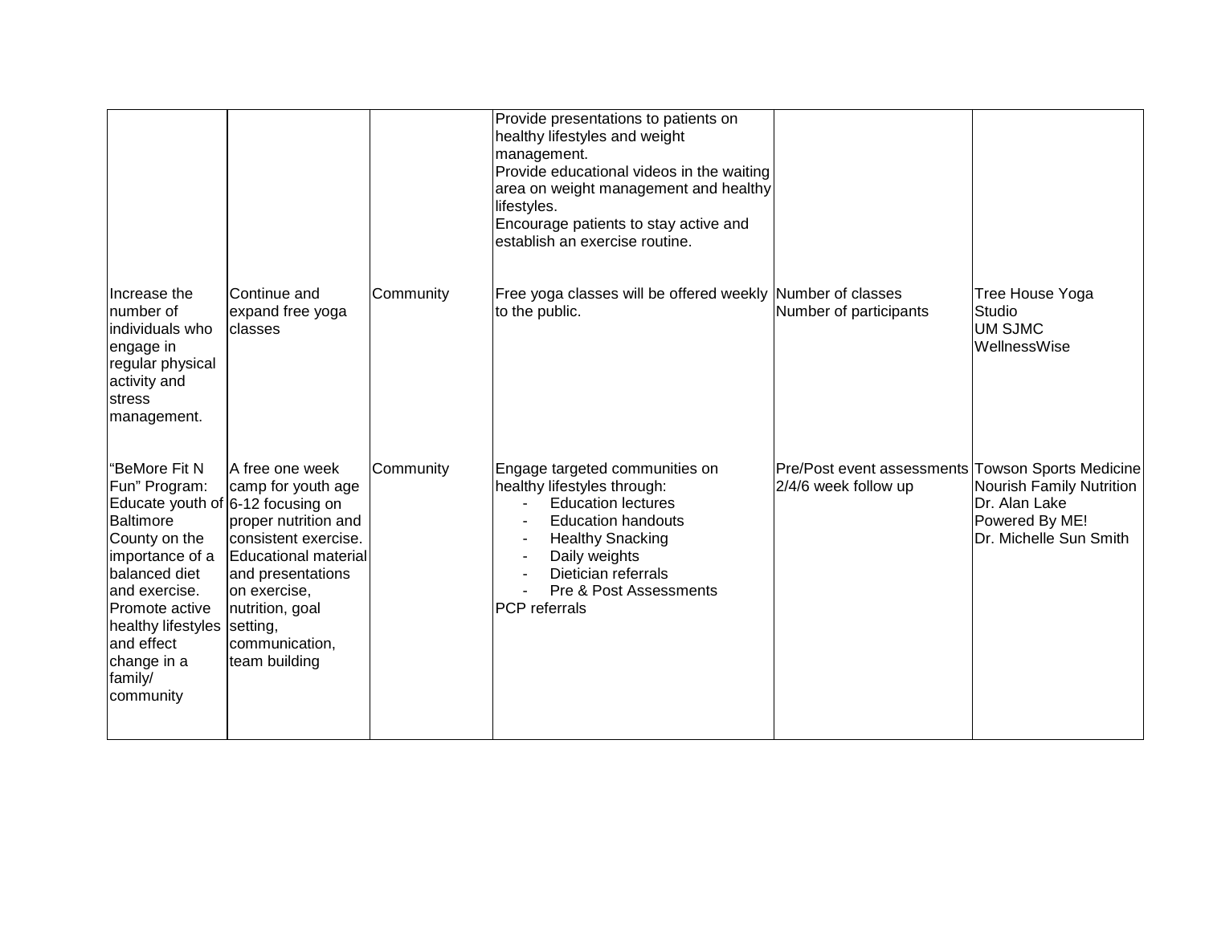| | | | | | |
|---|---|---|---|---|---|
| | | | Provide presentations to patients on healthy lifestyles and weight management.<br>Provide educational videos in the waiting area on weight management and healthy lifestyles.<br>Encourage patients to stay active and establish an exercise routine. | | |
| Increase the number of individuals who engage in regular physical activity and stress management. | Continue and expand free yoga classes | Community | Free yoga classes will be offered weekly to the public. | Number of classes<br>Number of participants | Tree House Yoga Studio<br>UM SJMC WellnessWise |
| "BeMore Fit N Fun" Program: Educate youth of Baltimore County on the importance of a balanced diet and exercise. Promote active healthy lifestyles and effect change in a family/ community | A free one week camp for youth age 6-12 focusing on proper nutrition and consistent exercise. Educational material and presentations on exercise, nutrition, goal setting, communication, team building | Community | Engage targeted communities on healthy lifestyles through:<br>- Education lectures<br>- Education handouts<br>- Healthy Snacking<br>- Daily weights<br>- Dietician referrals<br>- Pre & Post Assessments<br>PCP referrals | Pre/Post event assessments<br>2/4/6 week follow up | Towson Sports Medicine<br>Nourish Family Nutrition<br>Dr. Alan Lake<br>Powered By ME!<br>Dr. Michelle Sun Smith |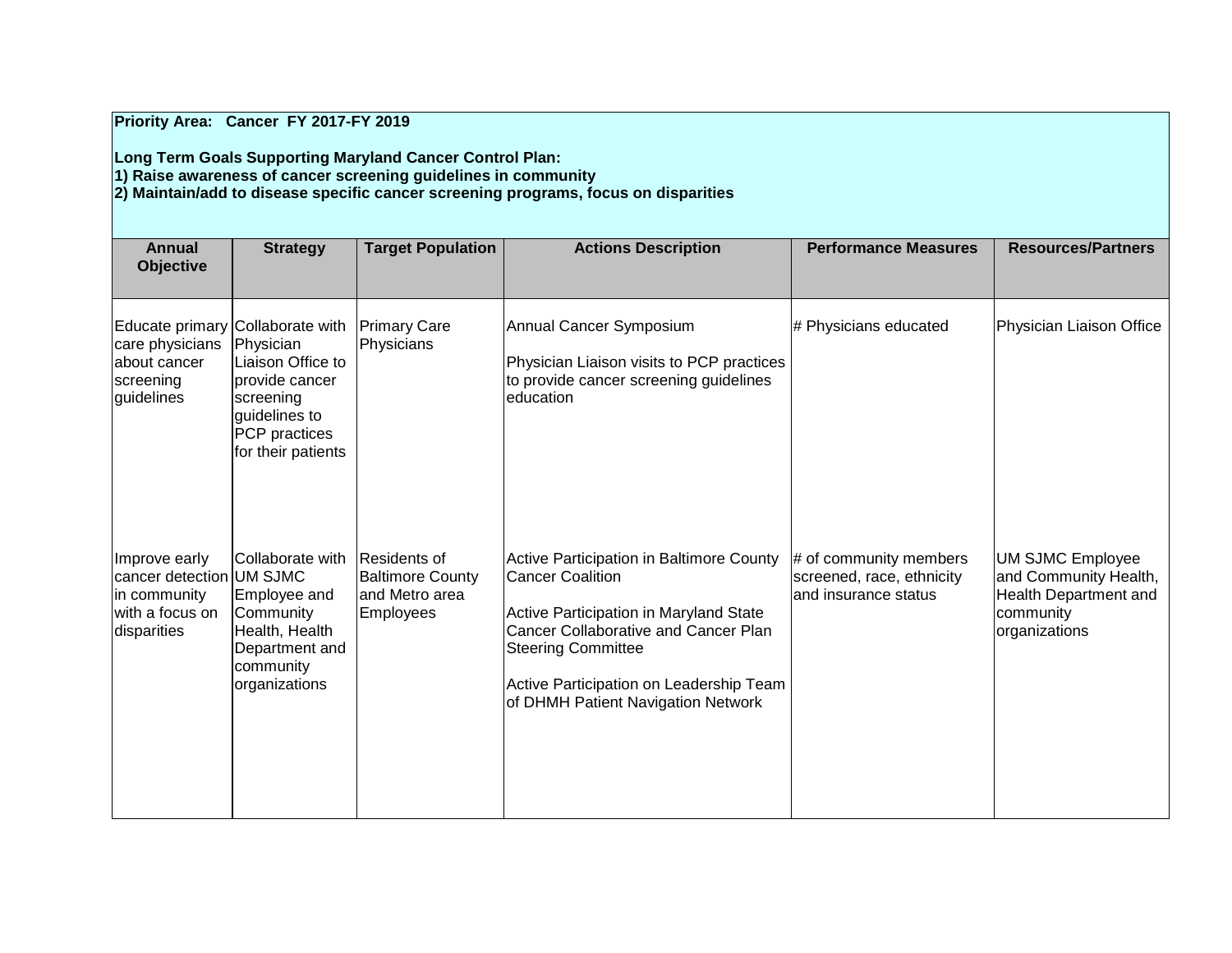**Priority Area: Cancer FY 2017-FY 2019**

**Long Term Goals Supporting Maryland Cancer Control Plan:**
**1) Raise awareness of cancer screening guidelines in community**
**2) Maintain/add to disease specific cancer screening programs, focus on disparities**

| Annual Objective | Strategy | Target Population | Actions Description | Performance Measures | Resources/Partners |
|---|---|---|---|---|---|
| Educate primary care physicians about cancer screening guidelines | Collaborate with Physician Liaison Office to provide cancer screening guidelines to PCP practices for their patients | Primary Care Physicians | Annual Cancer Symposium<br><br>Physician Liaison visits to PCP practices to provide cancer screening guidelines education | # Physicians educated | Physician Liaison Office |
| Improve early cancer detection in community with a focus on disparities | Collaborate with UM SJMC Employee and Community Health, Health Department and community organizations | Residents of Baltimore County and Metro area Employees | Active Participation in Baltimore County Cancer Coalition<br><br>Active Participation in Maryland State Cancer Collaborative and Cancer Plan Steering Committee<br><br>Active Participation on Leadership Team of DHMH Patient Navigation Network | # of community members screened, race, ethnicity and insurance status | UM SJMC Employee and Community Health, Health Department and community organizations |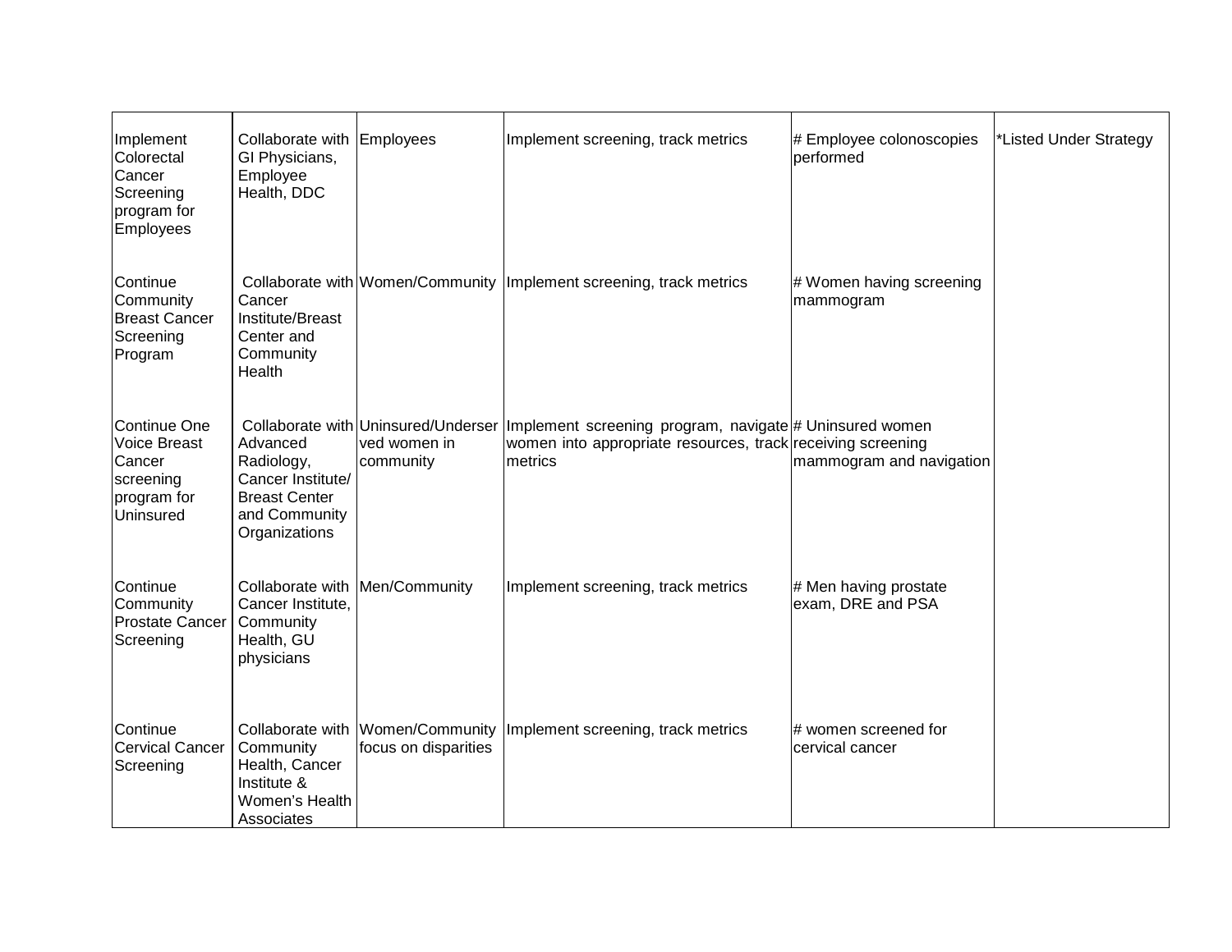| | | | | | |
|---|---|---|---|---|---|
| Implement Colorectal Cancer Screening program for Employees | Collaborate with GI Physicians, Employee Health, DDC | Employees | Implement screening, track metrics | # Employee colonoscopies performed | *Listed Under Strategy |
| Continue Community Breast Cancer Screening Program | Collaborate with Cancer Institute/Breast Center and Community Health | Women/Community | Implement screening, track metrics | # Women having screening mammogram | |
| Continue One Voice Breast Cancer screening program for Uninsured | Collaborate with Advanced Radiology, Cancer Institute/ Breast Center and Community Organizations | Uninsured/Underserved women in community | Implement screening program, navigate women into appropriate resources, track metrics | # Uninsured women receiving screening mammogram and navigation | |
| Continue Community Prostate Cancer Screening | Collaborate with Cancer Institute, Community Health, GU physicians | Men/Community | Implement screening, track metrics | # Men having prostate exam, DRE and PSA | |
| Continue Cervical Cancer Screening | Collaborate with Community Health, Cancer Institute & Women's Health Associates | Women/Community focus on disparities | Implement screening, track metrics | # women screened for cervical cancer | |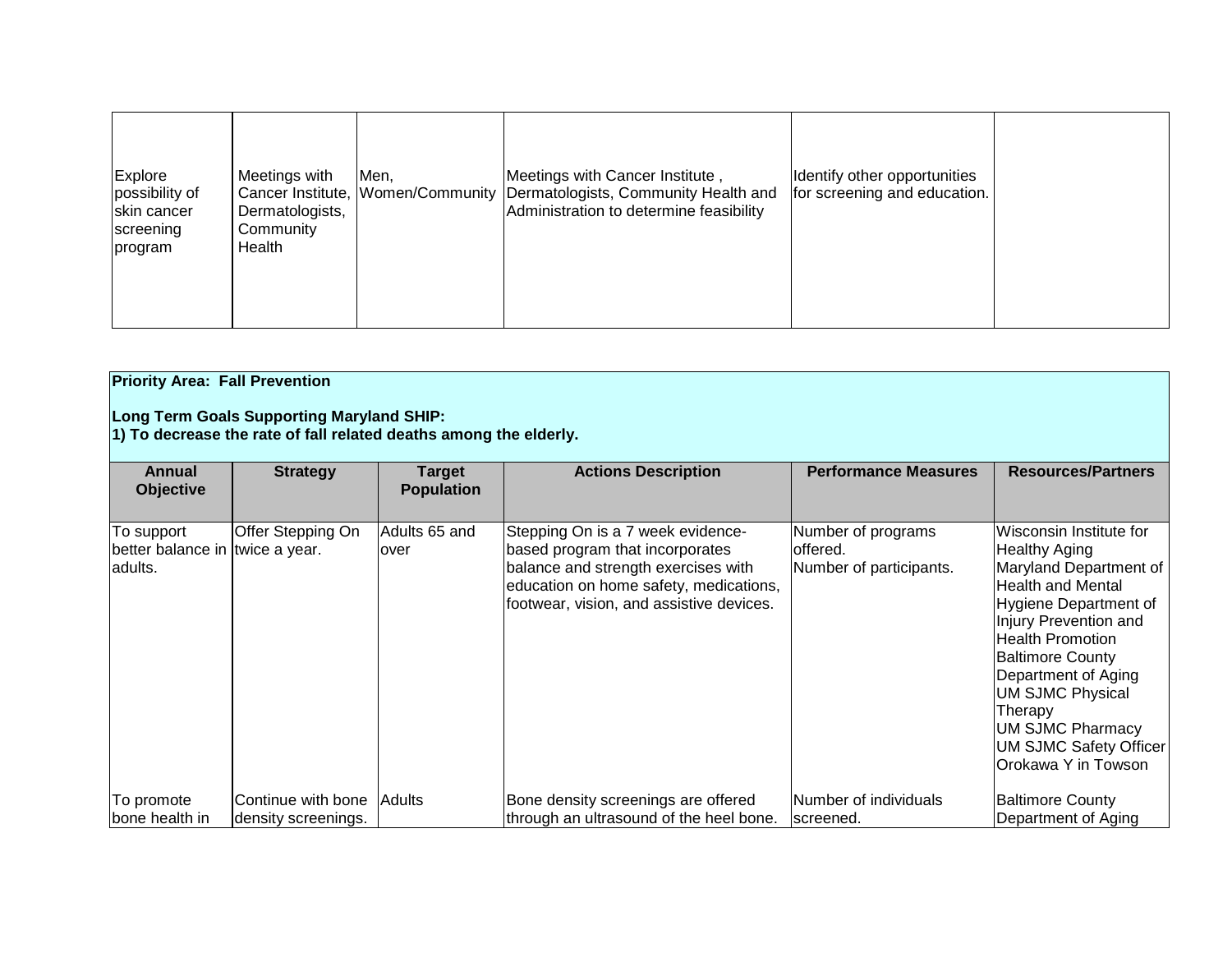| | | | | | |
|---|---|---|---|---|---|
| Explore possibility of skin cancer screening program | Meetings with Cancer Institute, Dermatologists, Community Health | Men, Women/Community | Meetings with Cancer Institute , Dermatologists, Community Health and Administration to determine feasibility | Identify other opportunities for screening and education. | |

**Priority Area: Fall Prevention**

**Long Term Goals Supporting Maryland SHIP:**
**1) To decrease the rate of fall related deaths among the elderly.**

| Annual Objective | Strategy | Target Population | Actions Description | Performance Measures | Resources/Partners |
|---|---|---|---|---|---|
| To support better balance in adults. | Offer Stepping On twice a year. | Adults 65 and over | Stepping On is a 7 week evidence-based program that incorporates balance and strength exercises with education on home safety, medications, footwear, vision, and assistive devices. | Number of programs offered.<br>Number of participants. | Wisconsin Institute for Healthy Aging<br>Maryland Department of Health and Mental Hygiene Department of Injury Prevention and Health Promotion<br>Baltimore County Department of Aging<br>UM SJMC Physical Therapy<br>UM SJMC Pharmacy<br>UM SJMC Safety Officer<br>Orokawa Y in Towson |
| To promote bone health in | Continue with bone density screenings. | Adults | Bone density screenings are offered through an ultrasound of the heel bone. | Number of individuals screened. | Baltimore County Department of Aging |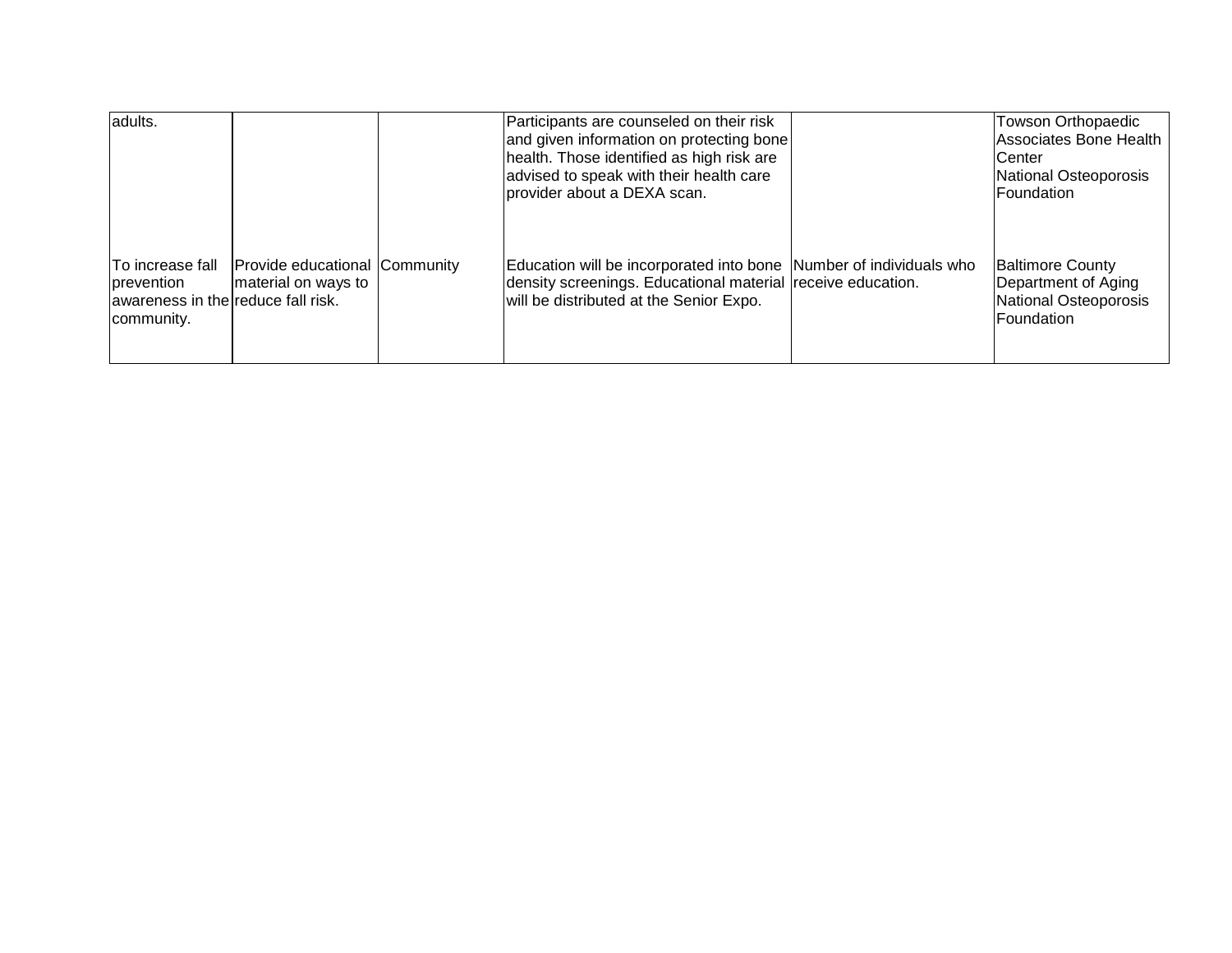| | | | | | |
|---|---|---|---|---|---|
| adults. | | | Participants are counseled on their risk and given information on protecting bone health. Those identified as high risk are advised to speak with their health care provider about a DEXA scan. | | Towson Orthopaedic Associates Bone Health Center<br>National Osteoporosis Foundation |
| To increase fall prevention awareness in the community. | Provide educational material on ways to reduce fall risk. | Community | Education will be incorporated into bone density screenings. Educational material will be distributed at the Senior Expo. | Number of individuals who receive education. | Baltimore County Department of Aging<br>National Osteoporosis Foundation |